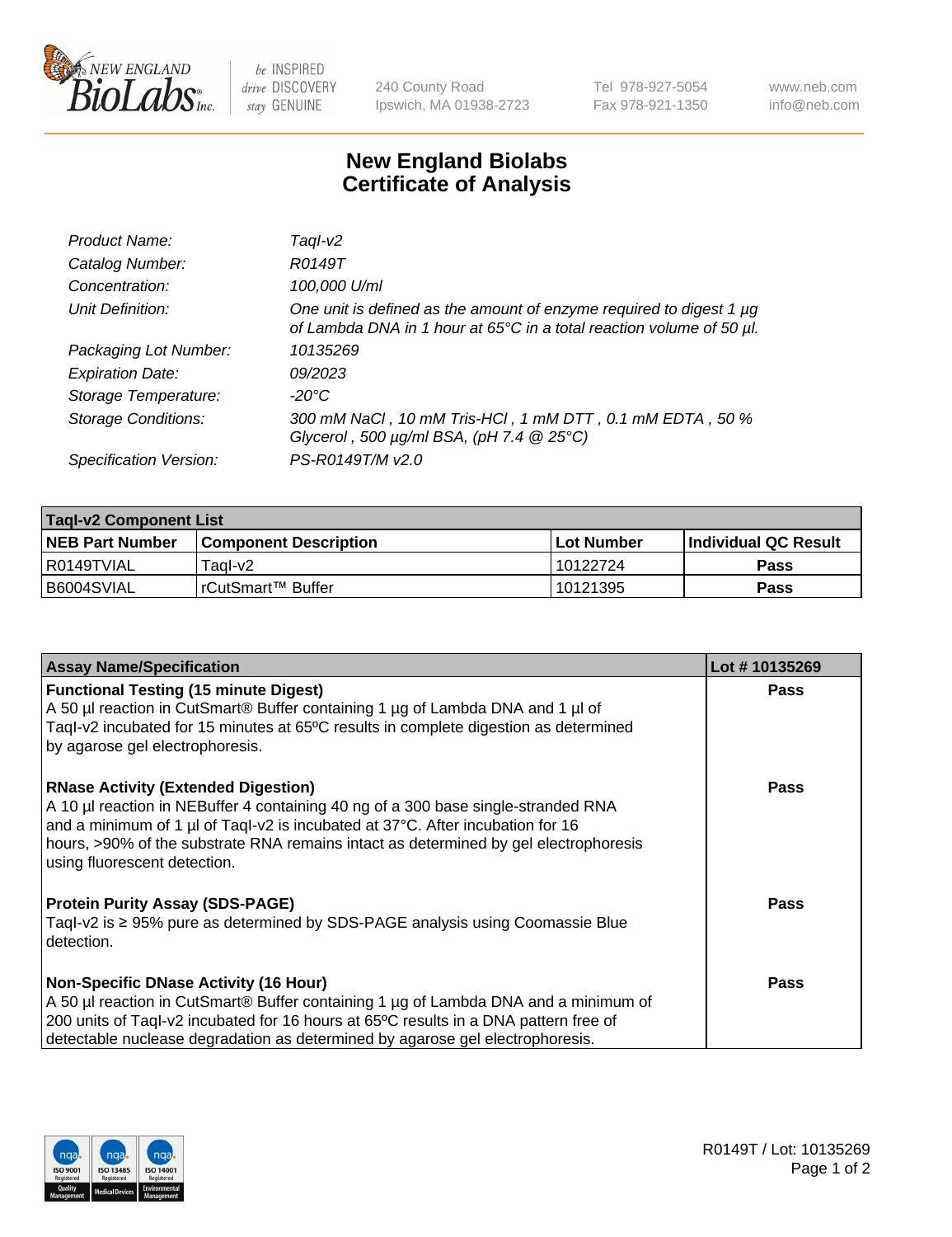240 County Road
Ipswich, MA 01938-2723

Tel 978-927-5054
Fax 978-921-1350

www.neb.com
info@neb.com

# New England Biolabs
# Certificate of Analysis

| | |
|---|---|
| *Product Name:* | *TaqI-v2* |
| *Catalog Number:* | *R0149T* |
| *Concentration:* | *100,000 U/ml* |
| *Unit Definition:* | *One unit is defined as the amount of enzyme required to digest 1 µg of Lambda DNA in 1 hour at 65°C in a total reaction volume of 50 µl.* |
| *Packaging Lot Number:* | *10135269* |
| *Expiration Date:* | *09/2023* |
| *Storage Temperature:* | *-20°C* |
| *Storage Conditions:* | *300 mM NaCl , 10 mM Tris-HCl , 1 mM DTT , 0.1 mM EDTA , 50 % Glycerol , 500 µg/ml BSA, (pH 7.4 @ 25°C)* |
| *Specification Version:* | *PS-R0149T/M v2.0* |

| **TaqI-v2 Component List** | | | |
|---|---|---|---|
| **NEB Part Number** | **Component Description** | **Lot Number** | **Individual QC Result** |
| R0149TVIAL | TaqI-v2 | 10122724 | **Pass** |
| B6004SVIAL | rCutSmart™ Buffer | 10121395 | **Pass** |

| **Assay Name/Specification** | **Lot # 10135269** |
|---|---|
| **Functional Testing (15 minute Digest)**<br>A 50 µl reaction in CutSmart® Buffer containing 1 µg of Lambda DNA and 1 µl of TaqI-v2 incubated for 15 minutes at 65ºC results in complete digestion as determined by agarose gel electrophoresis. | **Pass** |
| **RNase Activity (Extended Digestion)**<br>A 10 µl reaction in NEBuffer 4 containing 40 ng of a 300 base single-stranded RNA and a minimum of 1 µl of TaqI-v2 is incubated at 37°C. After incubation for 16 hours, >90% of the substrate RNA remains intact as determined by gel electrophoresis using fluorescent detection. | **Pass** |
| **Protein Purity Assay (SDS-PAGE)**<br>TaqI-v2 is ≥ 95% pure as determined by SDS-PAGE analysis using Coomassie Blue detection. | **Pass** |
| **Non-Specific DNase Activity (16 Hour)**<br>A 50 µl reaction in CutSmart® Buffer containing 1 µg of Lambda DNA and a minimum of 200 units of TaqI-v2 incubated for 16 hours at 65ºC results in a DNA pattern free of detectable nuclease degradation as determined by agarose gel electrophoresis. | **Pass** |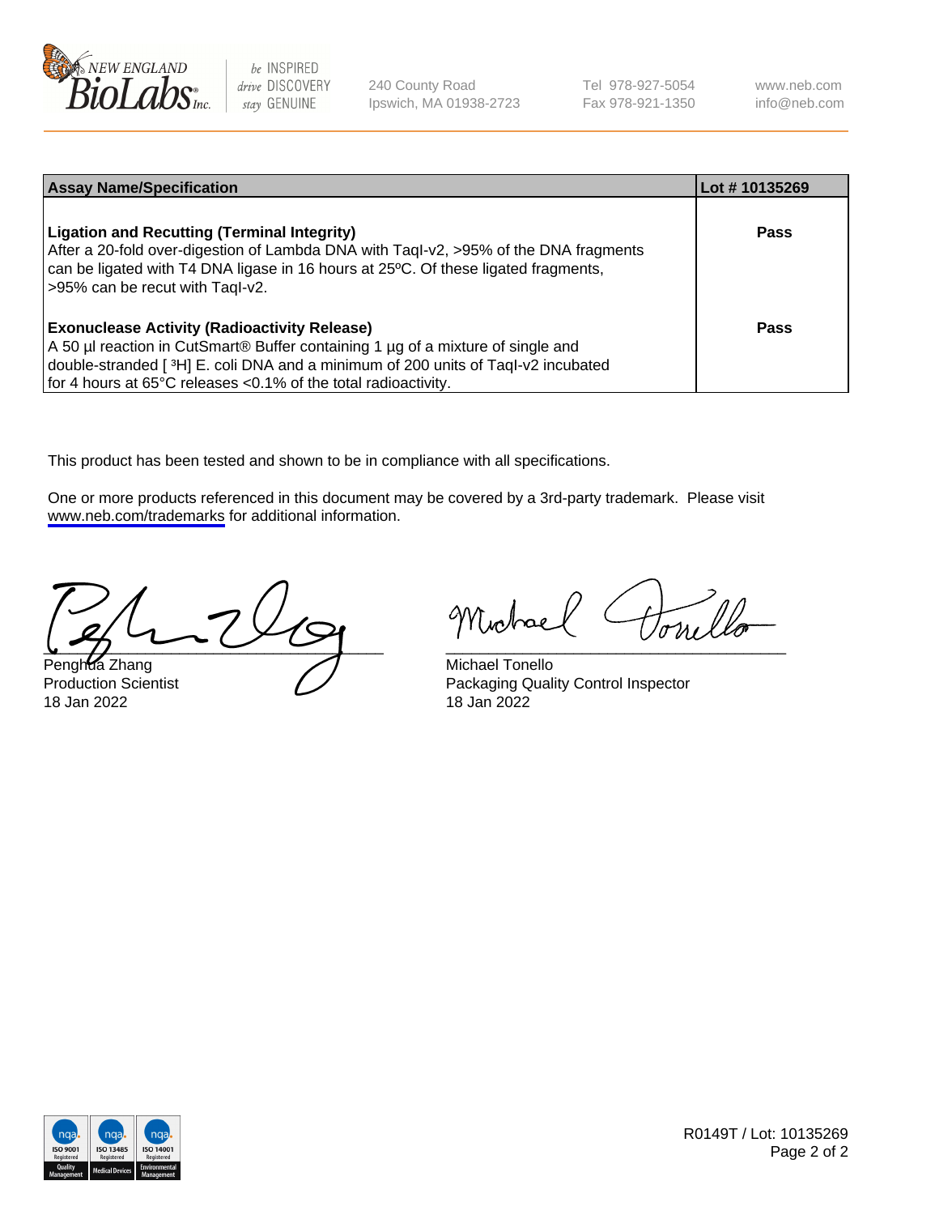| Assay Name/Specification | Lot # 10135269 |
|---|---|
| **Ligation and Recutting (Terminal Integrity)** After a 20-fold over-digestion of Lambda DNA with TaqI-v2, >95% of the DNA fragments can be ligated with T4 DNA ligase in 16 hours at 25ºC. Of these ligated fragments, >95% can be recut with TaqI-v2. | **Pass** |
| **Exonuclease Activity (Radioactivity Release)** A 50 µl reaction in CutSmart® Buffer containing 1 µg of a mixture of single and double-stranded [ $^3$H] E. coli DNA and a minimum of 200 units of TaqI-v2 incubated for 4 hours at 65°C releases <0.1% of the total radioactivity. | **Pass** |

This product has been tested and shown to be in compliance with all specifications.

One or more products referenced in this document may be covered by a 3rd-party trademark. Please visit www.neb.com/trademarks for additional information.

Penghua Zhang
Production Scientist
18 Jan 2022

Michael Tonello
Packaging Quality Control Inspector
18 Jan 2022

R0149T / Lot: 10135269